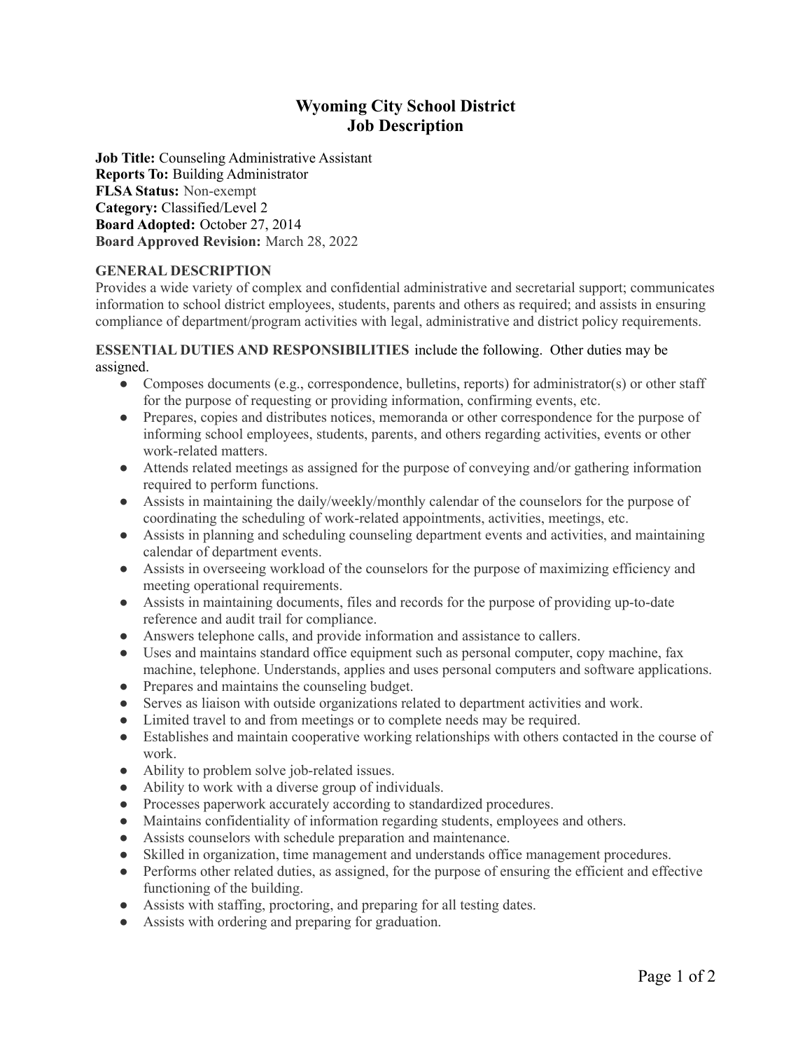# Wyoming City School District
# Job Description

**Job Title:** Counseling Administrative Assistant
**Reports To:** Building Administrator
**FLSA Status:** Non-exempt
**Category:** Classified/Level 2
**Board Adopted:** October 27, 2014
**Board Approved Revision:** March 28, 2022

## GENERAL DESCRIPTION

Provides a wide variety of complex and confidential administrative and secretarial support; communicates information to school district employees, students, parents and others as required; and assists in ensuring compliance of department/program activities with legal, administrative and district policy requirements.

**ESSENTIAL DUTIES AND RESPONSIBILITIES** include the following. Other duties may be assigned.

- Composes documents (e.g., correspondence, bulletins, reports) for administrator(s) or other staff for the purpose of requesting or providing information, confirming events, etc.
- Prepares, copies and distributes notices, memoranda or other correspondence for the purpose of informing school employees, students, parents, and others regarding activities, events or other work-related matters.
- Attends related meetings as assigned for the purpose of conveying and/or gathering information required to perform functions.
- Assists in maintaining the daily/weekly/monthly calendar of the counselors for the purpose of coordinating the scheduling of work-related appointments, activities, meetings, etc.
- Assists in planning and scheduling counseling department events and activities, and maintaining calendar of department events.
- Assists in overseeing workload of the counselors for the purpose of maximizing efficiency and meeting operational requirements.
- Assists in maintaining documents, files and records for the purpose of providing up-to-date reference and audit trail for compliance.
- Answers telephone calls, and provide information and assistance to callers.
- Uses and maintains standard office equipment such as personal computer, copy machine, fax machine, telephone. Understands, applies and uses personal computers and software applications.
- Prepares and maintains the counseling budget.
- Serves as liaison with outside organizations related to department activities and work.
- Limited travel to and from meetings or to complete needs may be required.
- Establishes and maintain cooperative working relationships with others contacted in the course of work.
- Ability to problem solve job-related issues.
- Ability to work with a diverse group of individuals.
- Processes paperwork accurately according to standardized procedures.
- Maintains confidentiality of information regarding students, employees and others.
- Assists counselors with schedule preparation and maintenance.
- Skilled in organization, time management and understands office management procedures.
- Performs other related duties, as assigned, for the purpose of ensuring the efficient and effective functioning of the building.
- Assists with staffing, proctoring, and preparing for all testing dates.
- Assists with ordering and preparing for graduation.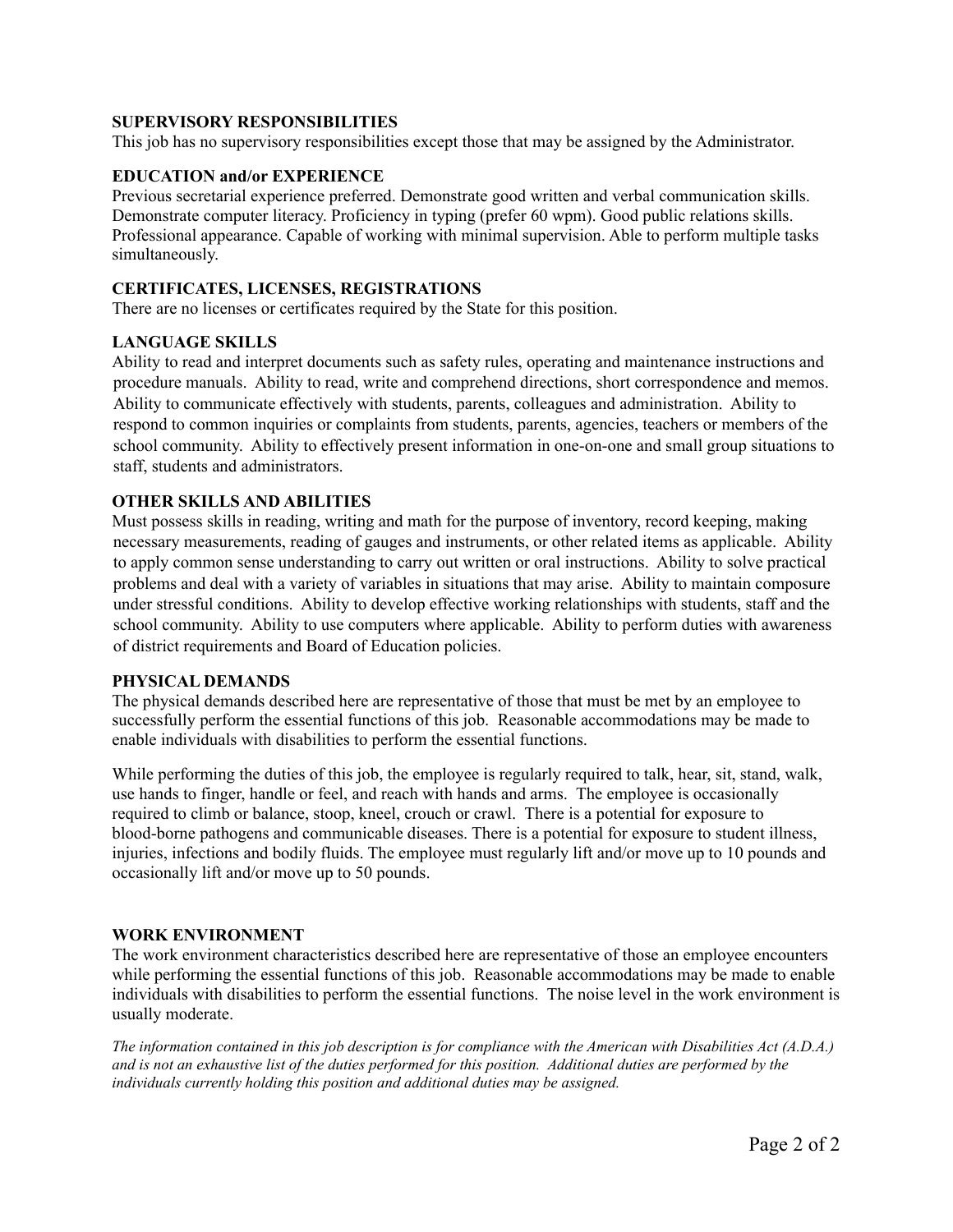### SUPERVISORY RESPONSIBILITIES

This job has no supervisory responsibilities except those that may be assigned by the Administrator.

### EDUCATION and/or EXPERIENCE

Previous secretarial experience preferred. Demonstrate good written and verbal communication skills. Demonstrate computer literacy. Proficiency in typing (prefer 60 wpm). Good public relations skills. Professional appearance. Capable of working with minimal supervision. Able to perform multiple tasks simultaneously.

### CERTIFICATES, LICENSES, REGISTRATIONS

There are no licenses or certificates required by the State for this position.

### LANGUAGE SKILLS

Ability to read and interpret documents such as safety rules, operating and maintenance instructions and procedure manuals. Ability to read, write and comprehend directions, short correspondence and memos. Ability to communicate effectively with students, parents, colleagues and administration. Ability to respond to common inquiries or complaints from students, parents, agencies, teachers or members of the school community. Ability to effectively present information in one-on-one and small group situations to staff, students and administrators.

### OTHER SKILLS AND ABILITIES

Must possess skills in reading, writing and math for the purpose of inventory, record keeping, making necessary measurements, reading of gauges and instruments, or other related items as applicable. Ability to apply common sense understanding to carry out written or oral instructions. Ability to solve practical problems and deal with a variety of variables in situations that may arise. Ability to maintain composure under stressful conditions. Ability to develop effective working relationships with students, staff and the school community. Ability to use computers where applicable. Ability to perform duties with awareness of district requirements and Board of Education policies.

### PHYSICAL DEMANDS

The physical demands described here are representative of those that must be met by an employee to successfully perform the essential functions of this job. Reasonable accommodations may be made to enable individuals with disabilities to perform the essential functions.

While performing the duties of this job, the employee is regularly required to talk, hear, sit, stand, walk, use hands to finger, handle or feel, and reach with hands and arms. The employee is occasionally required to climb or balance, stoop, kneel, crouch or crawl. There is a potential for exposure to blood-borne pathogens and communicable diseases. There is a potential for exposure to student illness, injuries, infections and bodily fluids. The employee must regularly lift and/or move up to 10 pounds and occasionally lift and/or move up to 50 pounds.

### WORK ENVIRONMENT

The work environment characteristics described here are representative of those an employee encounters while performing the essential functions of this job. Reasonable accommodations may be made to enable individuals with disabilities to perform the essential functions. The noise level in the work environment is usually moderate.

*The information contained in this job description is for compliance with the American with Disabilities Act (A.D.A.) and is not an exhaustive list of the duties performed for this position. Additional duties are performed by the individuals currently holding this position and additional duties may be assigned.*